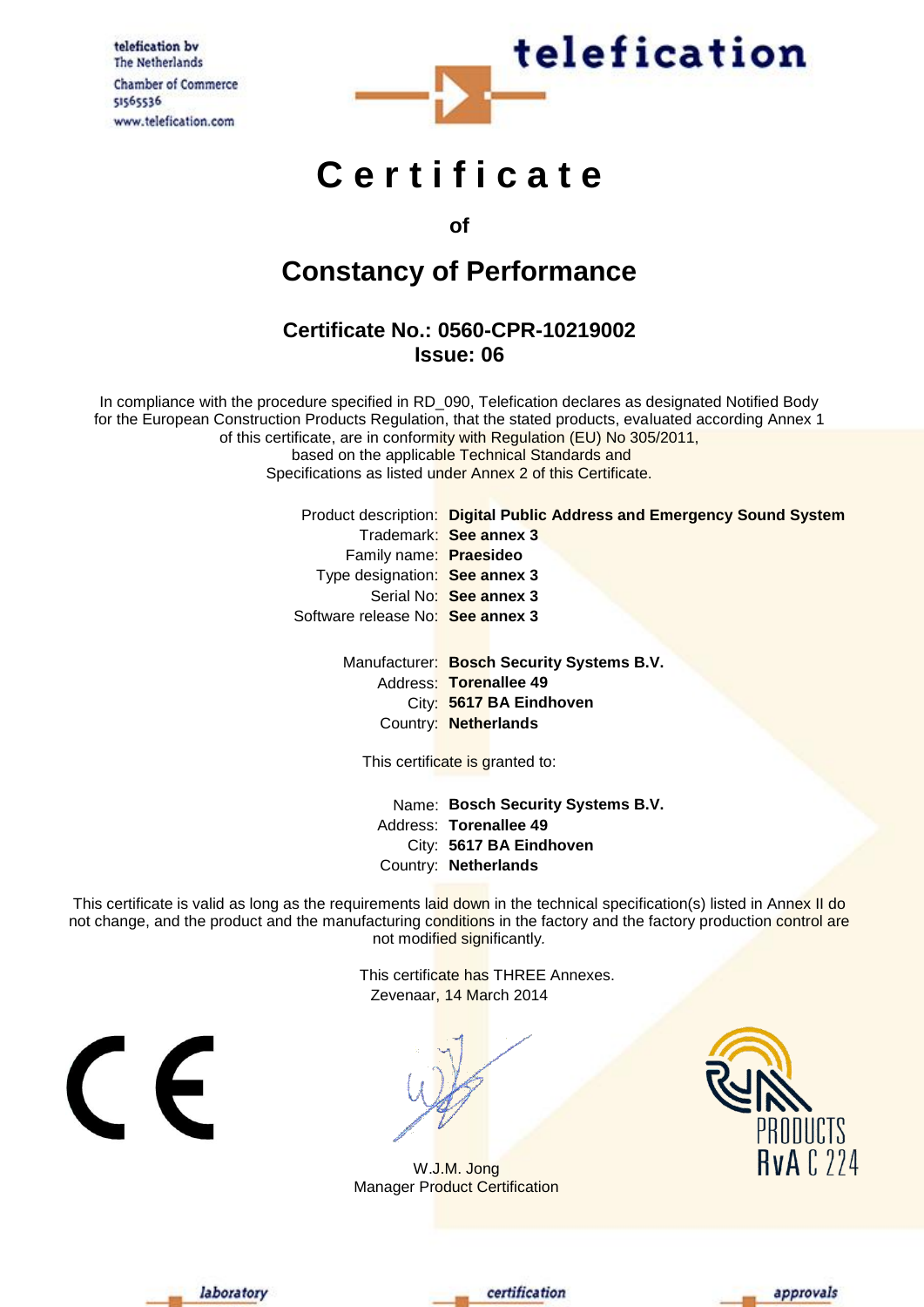telefication bv
The Netherlands
Chamber of Commerce
51565536
www.telefication.com

telefication

# Certificate

**of**

## Constancy of Performance

### Certificate No.: 0560-CPR-10219002
### Issue: 06

In compliance with the procedure specified in RD_090, Telefication declares as designated Notified Body for the European Construction Products Regulation, that the stated products, evaluated according Annex 1 of this certificate, are in conformity with Regulation (EU) No 305/2011, based on the applicable Technical Standards and Specifications as listed under Annex 2 of this Certificate.

Product description: **Digital Public Address and Emergency Sound System**
Trademark: **See annex 3**
Family name: **Praesideo**
Type designation: **See annex 3**
Serial No: **See annex 3**
Software release No: **See annex 3**

Manufacturer: **Bosch Security Systems B.V.**
Address: **Torenallee 49**
City: **5617 BA Eindhoven**
Country: **Netherlands**

This certificate is granted to:

Name: **Bosch Security Systems B.V.**
Address: **Torenallee 49**
City: **5617 BA Eindhoven**
Country: **Netherlands**

This certificate is valid as long as the requirements laid down in the technical specification(s) listed in Annex II do not change, and the product and the manufacturing conditions in the factory and the factory production control are not modified significantly.

This certificate has THREE Annexes.
Zevenaar, 14 March 2014

CE

W.J.M. Jong
Manager Product Certification

RvA PRODUCTS
RvA C 224

laboratory certification approvals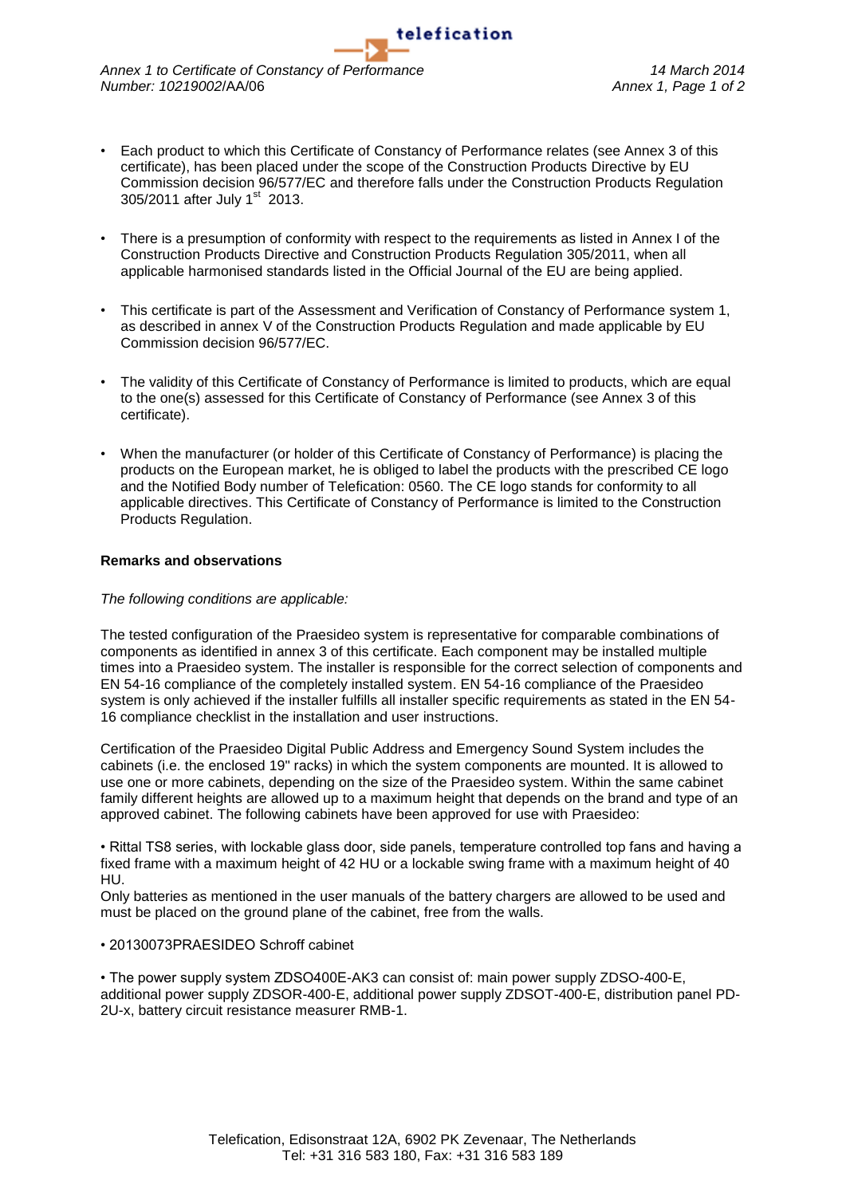- Each product to which this Certificate of Constancy of Performance relates (see Annex 3 of this certificate), has been placed under the scope of the Construction Products Directive by EU Commission decision 96/577/EC and therefore falls under the Construction Products Regulation 305/2011 after July 1st 2013.

- There is a presumption of conformity with respect to the requirements as listed in Annex I of the Construction Products Directive and Construction Products Regulation 305/2011, when all applicable harmonised standards listed in the Official Journal of the EU are being applied.

- This certificate is part of the Assessment and Verification of Constancy of Performance system 1, as described in annex V of the Construction Products Regulation and made applicable by EU Commission decision 96/577/EC.

- The validity of this Certificate of Constancy of Performance is limited to products, which are equal to the one(s) assessed for this Certificate of Constancy of Performance (see Annex 3 of this certificate).

- When the manufacturer (or holder of this Certificate of Constancy of Performance) is placing the products on the European market, he is obliged to label the products with the prescribed CE logo and the Notified Body number of Telefication: 0560. The CE logo stands for conformity to all applicable directives. This Certificate of Constancy of Performance is limited to the Construction Products Regulation.

**Remarks and observations**

*The following conditions are applicable:*

The tested configuration of the Praesideo system is representative for comparable combinations of components as identified in annex 3 of this certificate. Each component may be installed multiple times into a Praesideo system. The installer is responsible for the correct selection of components and EN 54-16 compliance of the completely installed system. EN 54-16 compliance of the Praesideo system is only achieved if the installer fulfills all installer specific requirements as stated in the EN 54-16 compliance checklist in the installation and user instructions.

Certification of the Praesideo Digital Public Address and Emergency Sound System includes the cabinets (i.e. the enclosed 19" racks) in which the system components are mounted. It is allowed to use one or more cabinets, depending on the size of the Praesideo system. Within the same cabinet family different heights are allowed up to a maximum height that depends on the brand and type of an approved cabinet. The following cabinets have been approved for use with Praesideo:

• Rittal TS8 series, with lockable glass door, side panels, temperature controlled top fans and having a fixed frame with a maximum height of 42 HU or a lockable swing frame with a maximum height of 40 HU.
Only batteries as mentioned in the user manuals of the battery chargers are allowed to be used and must be placed on the ground plane of the cabinet, free from the walls.

• 20130073PRAESIDEO Schroff cabinet

• The power supply system ZDSO400E-AK3 can consist of: main power supply ZDSO-400-E, additional power supply ZDSOR-400-E, additional power supply ZDSOT-400-E, distribution panel PD-2U-x, battery circuit resistance measurer RMB-1.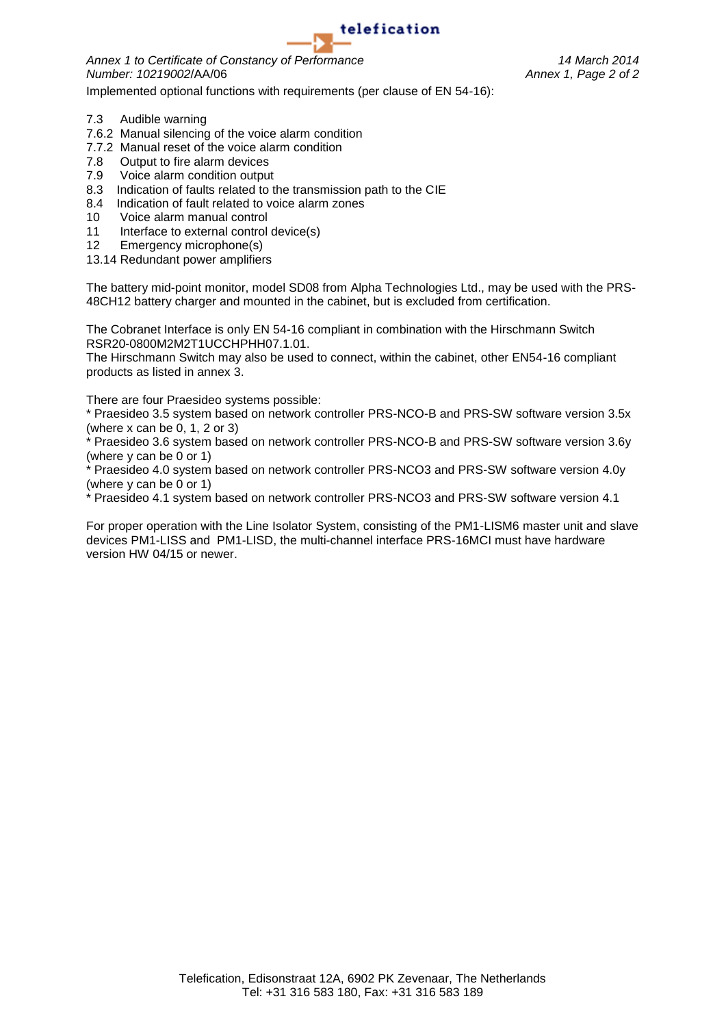Implemented optional functions with requirements (per clause of EN 54-16):

- 7.3 Audible warning
- 7.6.2 Manual silencing of the voice alarm condition
- 7.7.2 Manual reset of the voice alarm condition
- 7.8 Output to fire alarm devices
- 7.9 Voice alarm condition output
- 8.3 Indication of faults related to the transmission path to the CIE
- 8.4 Indication of fault related to voice alarm zones
- 10 Voice alarm manual control
- 11 Interface to external control device(s)
- 12 Emergency microphone(s)
- 13.14 Redundant power amplifiers

The battery mid-point monitor, model SD08 from Alpha Technologies Ltd., may be used with the PRS-48CH12 battery charger and mounted in the cabinet, but is excluded from certification.

The Cobranet Interface is only EN 54-16 compliant in combination with the Hirschmann Switch RSR20-0800M2M2T1UCCHPHH07.1.01.
The Hirschmann Switch may also be used to connect, within the cabinet, other EN54-16 compliant products as listed in annex 3.

There are four Praesideo systems possible:
* Praesideo 3.5 system based on network controller PRS-NCO-B and PRS-SW software version 3.5x (where x can be 0, 1, 2 or 3)
* Praesideo 3.6 system based on network controller PRS-NCO-B and PRS-SW software version 3.6y (where y can be 0 or 1)
* Praesideo 4.0 system based on network controller PRS-NCO3 and PRS-SW software version 4.0y (where y can be 0 or 1)
* Praesideo 4.1 system based on network controller PRS-NCO3 and PRS-SW software version 4.1

For proper operation with the Line Isolator System, consisting of the PM1-LISM6 master unit and slave devices PM1-LISS and PM1-LISD, the multi-channel interface PRS-16MCI must have hardware version HW 04/15 or newer.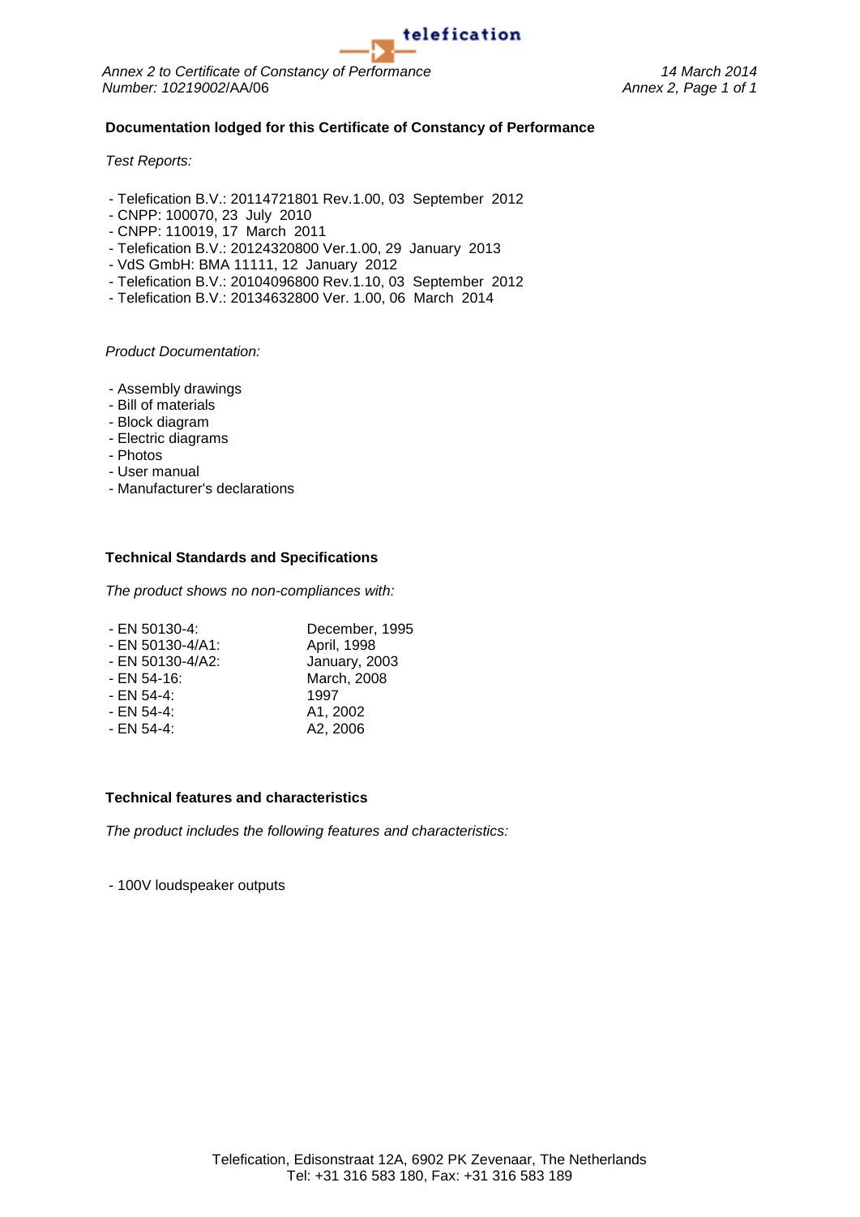Annex 2 to Certificate of Constancy of Performance
Number: 10219002/AA/06

14 March 2014

## Documentation lodged for this Certificate of Constancy of Performance

*Test Reports:*

- Telefication B.V.: 20114721801 Rev.1.00, 03 September 2012
- CNPP: 100070, 23 July 2010
- CNPP: 110019, 17 March 2011
- Telefication B.V.: 20124320800 Ver.1.00, 29 January 2013
- VdS GmbH: BMA 11111, 12 January 2012
- Telefication B.V.: 20104096800 Rev.1.10, 03 September 2012
- Telefication B.V.: 20134632800 Ver. 1.00, 06 March 2014

*Product Documentation:*

- Assembly drawings
- Bill of materials
- Block diagram
- Electric diagrams
- Photos
- User manual
- Manufacturer's declarations

## Technical Standards and Specifications

*The product shows no non-compliances with:*

| | |
|---|---|
| - EN 50130-4: | December, 1995 |
| - EN 50130-4/A1: | April, 1998 |
| - EN 50130-4/A2: | January, 2003 |
| - EN 54-16: | March, 2008 |
| - EN 54-4: | 1997 |
| - EN 54-4: | A1, 2002 |
| - EN 54-4: | A2, 2006 |

## Technical features and characteristics

*The product includes the following features and characteristics:*

- 100V loudspeaker outputs

Telefication, Edisonstraat 12A, 6902 PK Zevenaar, The Netherlands
Tel: +31 316 583 180, Fax: +31 316 583 189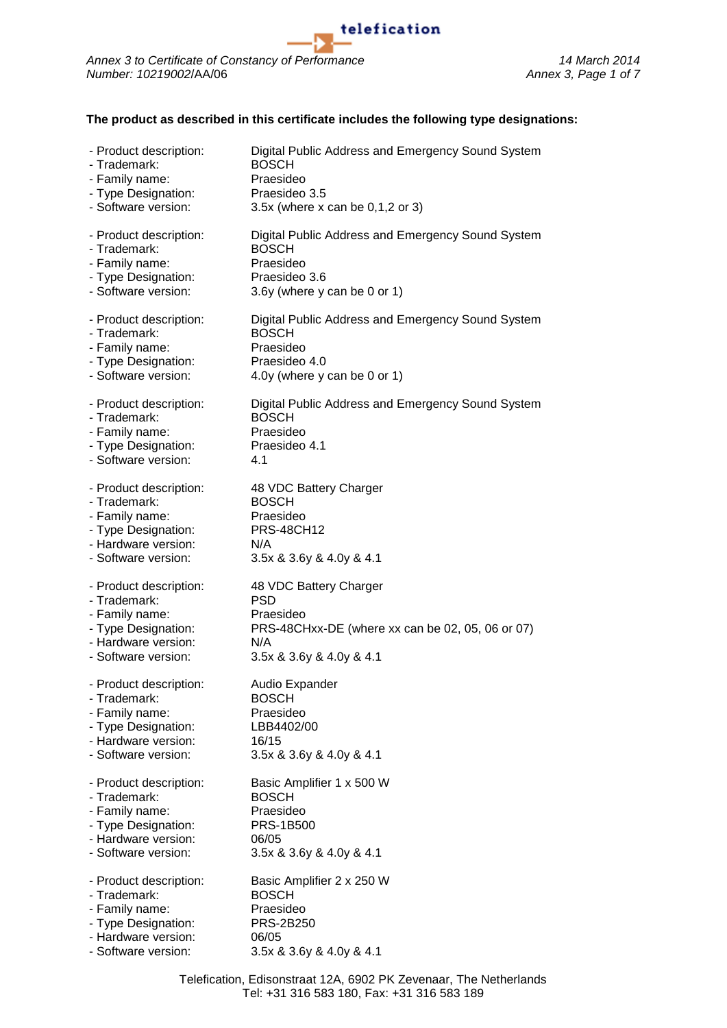**The product as described in this certificate includes the following type designations:**

- Product description: Digital Public Address and Emergency Sound System
- Trademark: BOSCH
- Family name: Praesideo
- Type Designation: Praesideo 3.5
- Software version: 3.5x (where x can be 0,1,2 or 3)

- Product description: Digital Public Address and Emergency Sound System
- Trademark: BOSCH
- Family name: Praesideo
- Type Designation: Praesideo 3.6
- Software version: 3.6y (where y can be 0 or 1)

- Product description: Digital Public Address and Emergency Sound System
- Trademark: BOSCH
- Family name: Praesideo
- Type Designation: Praesideo 4.0
- Software version: 4.0y (where y can be 0 or 1)

- Product description: Digital Public Address and Emergency Sound System
- Trademark: BOSCH
- Family name: Praesideo
- Type Designation: Praesideo 4.1
- Software version: 4.1

- Product description: 48 VDC Battery Charger
- Trademark: BOSCH
- Family name: Praesideo
- Type Designation: PRS-48CH12
- Hardware version: N/A
- Software version: 3.5x & 3.6y & 4.0y & 4.1

- Product description: 48 VDC Battery Charger
- Trademark: PSD
- Family name: Praesideo
- Type Designation: PRS-48CHxx-DE (where xx can be 02, 05, 06 or 07)
- Hardware version: N/A
- Software version: 3.5x & 3.6y & 4.0y & 4.1

- Product description: Audio Expander
- Trademark: BOSCH
- Family name: Praesideo
- Type Designation: LBB4402/00
- Hardware version: 16/15
- Software version: 3.5x & 3.6y & 4.0y & 4.1

- Product description: Basic Amplifier 1 x 500 W
- Trademark: BOSCH
- Family name: Praesideo
- Type Designation: PRS-1B500
- Hardware version: 06/05
- Software version: 3.5x & 3.6y & 4.0y & 4.1

- Product description: Basic Amplifier 2 x 250 W
- Trademark: BOSCH
- Family name: Praesideo
- Type Designation: PRS-2B250
- Hardware version: 06/05
- Software version: 3.5x & 3.6y & 4.0y & 4.1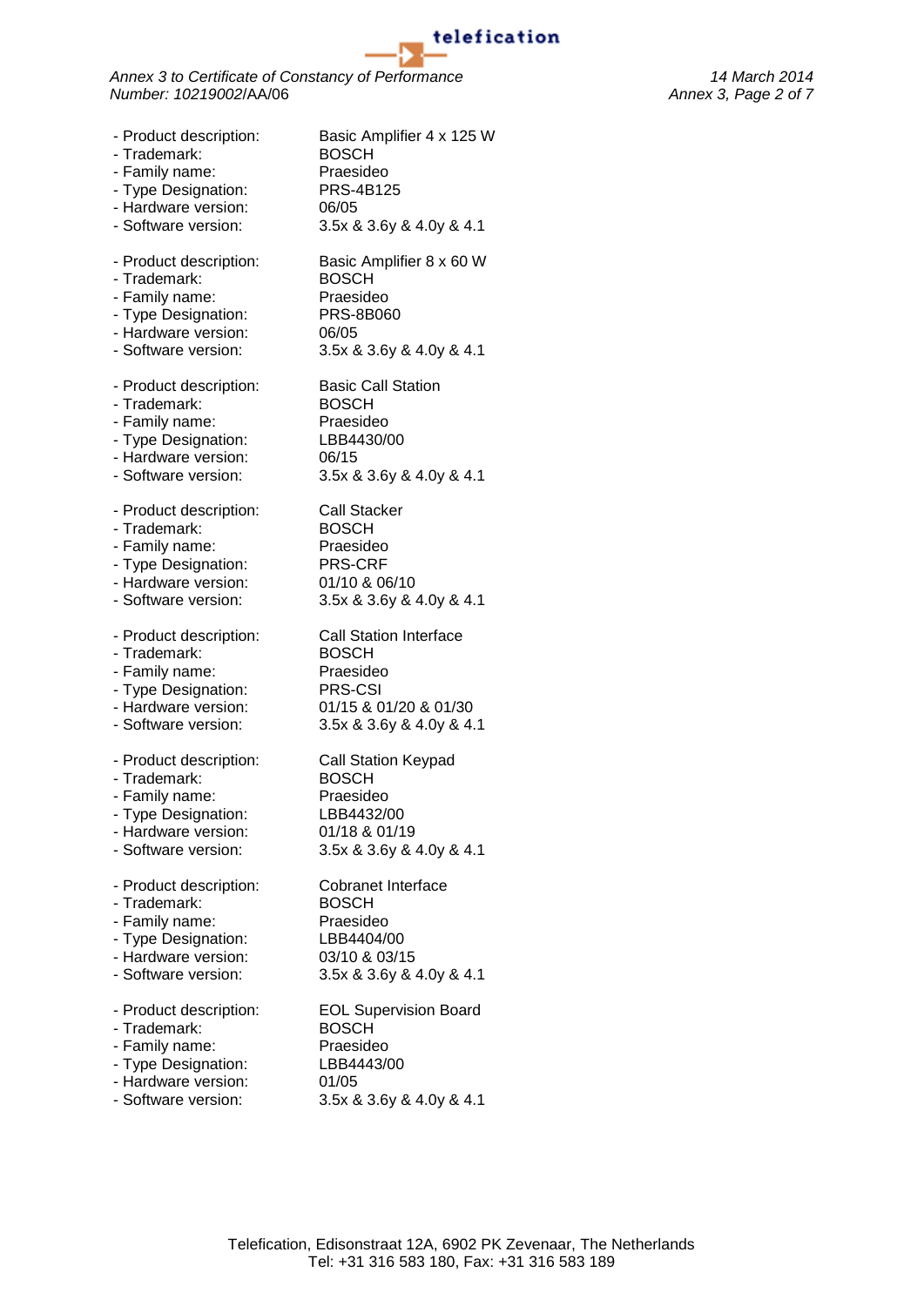- Product description: Basic Amplifier 4 x 125 W
- Trademark: BOSCH
- Family name: Praesideo
- Type Designation: PRS-4B125
- Hardware version: 06/05
- Software version: 3.5x & 3.6y & 4.0y & 4.1

- Product description: Basic Amplifier 8 x 60 W
- Trademark: BOSCH
- Family name: Praesideo
- Type Designation: PRS-8B060
- Hardware version: 06/05
- Software version: 3.5x & 3.6y & 4.0y & 4.1

- Product description: Basic Call Station
- Trademark: BOSCH
- Family name: Praesideo
- Type Designation: LBB4430/00
- Hardware version: 06/15
- Software version: 3.5x & 3.6y & 4.0y & 4.1

- Product description: Call Stacker
- Trademark: BOSCH
- Family name: Praesideo
- Type Designation: PRS-CRF
- Hardware version: 01/10 & 06/10
- Software version: 3.5x & 3.6y & 4.0y & 4.1

- Product description: Call Station Interface
- Trademark: BOSCH
- Family name: Praesideo
- Type Designation: PRS-CSI
- Hardware version: 01/15 & 01/20 & 01/30
- Software version: 3.5x & 3.6y & 4.0y & 4.1

- Product description: Call Station Keypad
- Trademark: BOSCH
- Family name: Praesideo
- Type Designation: LBB4432/00
- Hardware version: 01/18 & 01/19
- Software version: 3.5x & 3.6y & 4.0y & 4.1

- Product description: Cobranet Interface
- Trademark: BOSCH
- Family name: Praesideo
- Type Designation: LBB4404/00
- Hardware version: 03/10 & 03/15
- Software version: 3.5x & 3.6y & 4.0y & 4.1

- Product description: EOL Supervision Board
- Trademark: BOSCH
- Family name: Praesideo
- Type Designation: LBB4443/00
- Hardware version: 01/05
- Software version: 3.5x & 3.6y & 4.0y & 4.1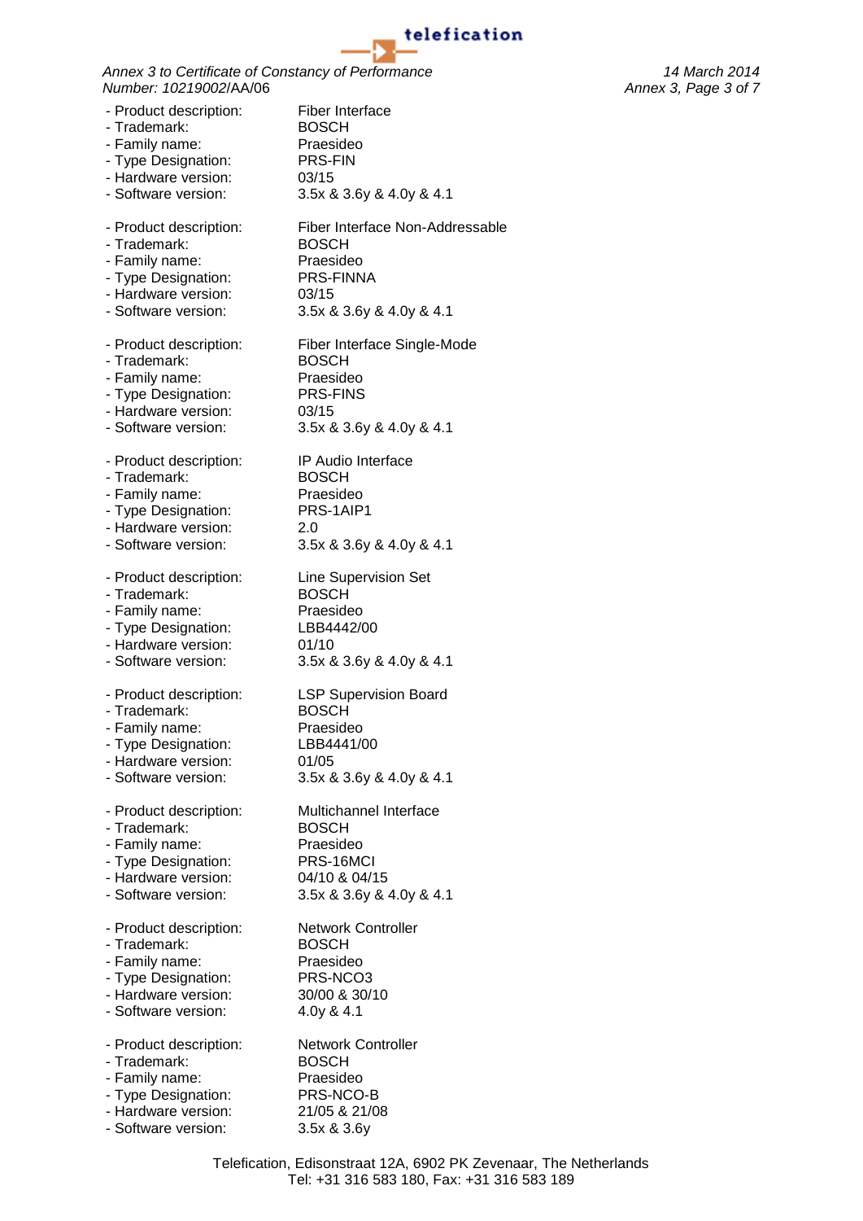- Product description: Fiber Interface
- Trademark: BOSCH
- Family name: Praesideo
- Type Designation: PRS-FIN
- Hardware version: 03/15
- Software version: 3.5x & 3.6y & 4.0y & 4.1

- Product description: Fiber Interface Non-Addressable
- Trademark: BOSCH
- Family name: Praesideo
- Type Designation: PRS-FINNA
- Hardware version: 03/15
- Software version: 3.5x & 3.6y & 4.0y & 4.1

- Product description: Fiber Interface Single-Mode
- Trademark: BOSCH
- Family name: Praesideo
- Type Designation: PRS-FINS
- Hardware version: 03/15
- Software version: 3.5x & 3.6y & 4.0y & 4.1

- Product description: IP Audio Interface
- Trademark: BOSCH
- Family name: Praesideo
- Type Designation: PRS-1AIP1
- Hardware version: 2.0
- Software version: 3.5x & 3.6y & 4.0y & 4.1

- Product description: Line Supervision Set
- Trademark: BOSCH
- Family name: Praesideo
- Type Designation: LBB4442/00
- Hardware version: 01/10
- Software version: 3.5x & 3.6y & 4.0y & 4.1

- Product description: LSP Supervision Board
- Trademark: BOSCH
- Family name: Praesideo
- Type Designation: LBB4441/00
- Hardware version: 01/05
- Software version: 3.5x & 3.6y & 4.0y & 4.1

- Product description: Multichannel Interface
- Trademark: BOSCH
- Family name: Praesideo
- Type Designation: PRS-16MCI
- Hardware version: 04/10 & 04/15
- Software version: 3.5x & 3.6y & 4.0y & 4.1

- Product description: Network Controller
- Trademark: BOSCH
- Family name: Praesideo
- Type Designation: PRS-NCO3
- Hardware version: 30/00 & 30/10
- Software version: 4.0y & 4.1

- Product description: Network Controller
- Trademark: BOSCH
- Family name: Praesideo
- Type Designation: PRS-NCO-B
- Hardware version: 21/05 & 21/08
- Software version: 3.5x & 3.6y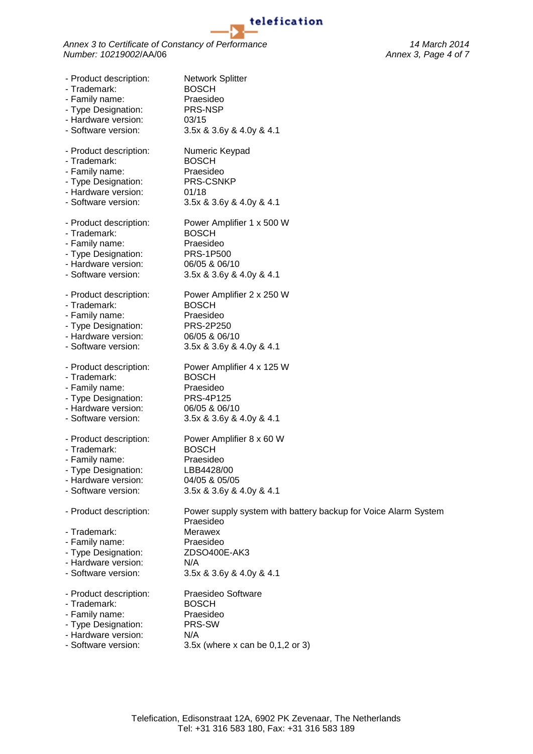- Product description: Network Splitter
- Trademark: BOSCH
- Family name: Praesideo
- Type Designation: PRS-NSP
- Hardware version: 03/15
- Software version: 3.5x & 3.6y & 4.0y & 4.1

- Product description: Numeric Keypad
- Trademark: BOSCH
- Family name: Praesideo
- Type Designation: PRS-CSNKP
- Hardware version: 01/18
- Software version: 3.5x & 3.6y & 4.0y & 4.1

- Product description: Power Amplifier 1 x 500 W
- Trademark: BOSCH
- Family name: Praesideo
- Type Designation: PRS-1P500
- Hardware version: 06/05 & 06/10
- Software version: 3.5x & 3.6y & 4.0y & 4.1

- Product description: Power Amplifier 2 x 250 W
- Trademark: BOSCH
- Family name: Praesideo
- Type Designation: PRS-2P250
- Hardware version: 06/05 & 06/10
- Software version: 3.5x & 3.6y & 4.0y & 4.1

- Product description: Power Amplifier 4 x 125 W
- Trademark: BOSCH
- Family name: Praesideo
- Type Designation: PRS-4P125
- Hardware version: 06/05 & 06/10
- Software version: 3.5x & 3.6y & 4.0y & 4.1

- Product description: Power Amplifier 8 x 60 W
- Trademark: BOSCH
- Family name: Praesideo
- Type Designation: LBB4428/00
- Hardware version: 04/05 & 05/05
- Software version: 3.5x & 3.6y & 4.0y & 4.1

- Product description: Power supply system with battery backup for Voice Alarm System Praesideo
- Trademark: Merawex
- Family name: Praesideo
- Type Designation: ZDSO400E-AK3
- Hardware version: N/A
- Software version: 3.5x & 3.6y & 4.0y & 4.1

- Product description: Praesideo Software
- Trademark: BOSCH
- Family name: Praesideo
- Type Designation: PRS-SW
- Hardware version: N/A
- Software version: 3.5x (where x can be 0,1,2 or 3)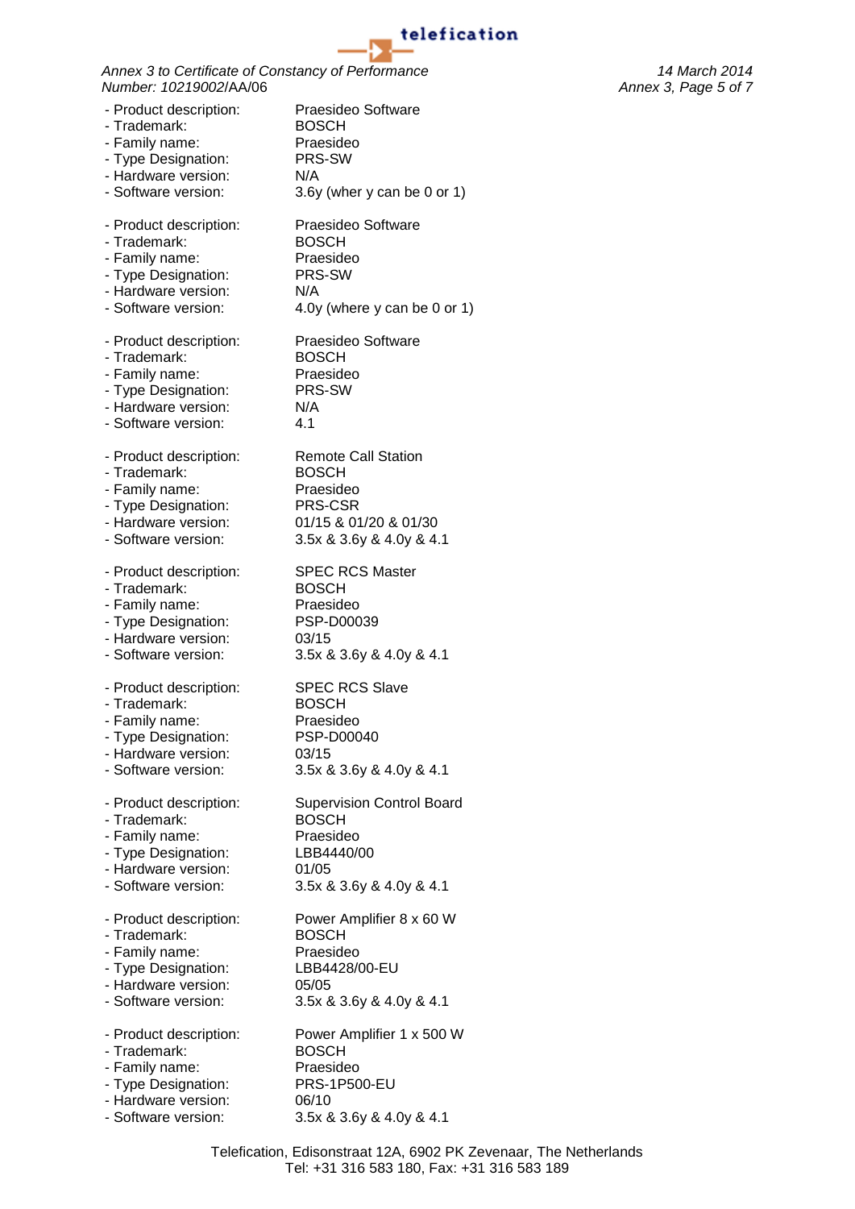- Product description: Praesideo Software
- Trademark: BOSCH
- Family name: Praesideo
- Type Designation: PRS-SW
- Hardware version: N/A
- Software version: 3.6y (wher y can be 0 or 1)

- Product description: Praesideo Software
- Trademark: BOSCH
- Family name: Praesideo
- Type Designation: PRS-SW
- Hardware version: N/A
- Software version: 4.0y (where y can be 0 or 1)

- Product description: Praesideo Software
- Trademark: BOSCH
- Family name: Praesideo
- Type Designation: PRS-SW
- Hardware version: N/A
- Software version: 4.1

- Product description: Remote Call Station
- Trademark: BOSCH
- Family name: Praesideo
- Type Designation: PRS-CSR
- Hardware version: 01/15 & 01/20 & 01/30
- Software version: 3.5x & 3.6y & 4.0y & 4.1

- Product description: SPEC RCS Master
- Trademark: BOSCH
- Family name: Praesideo
- Type Designation: PSP-D00039
- Hardware version: 03/15
- Software version: 3.5x & 3.6y & 4.0y & 4.1

- Product description: SPEC RCS Slave
- Trademark: BOSCH
- Family name: Praesideo
- Type Designation: PSP-D00040
- Hardware version: 03/15
- Software version: 3.5x & 3.6y & 4.0y & 4.1

- Product description: Supervision Control Board
- Trademark: BOSCH
- Family name: Praesideo
- Type Designation: LBB4440/00
- Hardware version: 01/05
- Software version: 3.5x & 3.6y & 4.0y & 4.1

- Product description: Power Amplifier 8 x 60 W
- Trademark: BOSCH
- Family name: Praesideo
- Type Designation: LBB4428/00-EU
- Hardware version: 05/05
- Software version: 3.5x & 3.6y & 4.0y & 4.1

- Product description: Power Amplifier 1 x 500 W
- Trademark: BOSCH
- Family name: Praesideo
- Type Designation: PRS-1P500-EU
- Hardware version: 06/10
- Software version: 3.5x & 3.6y & 4.0y & 4.1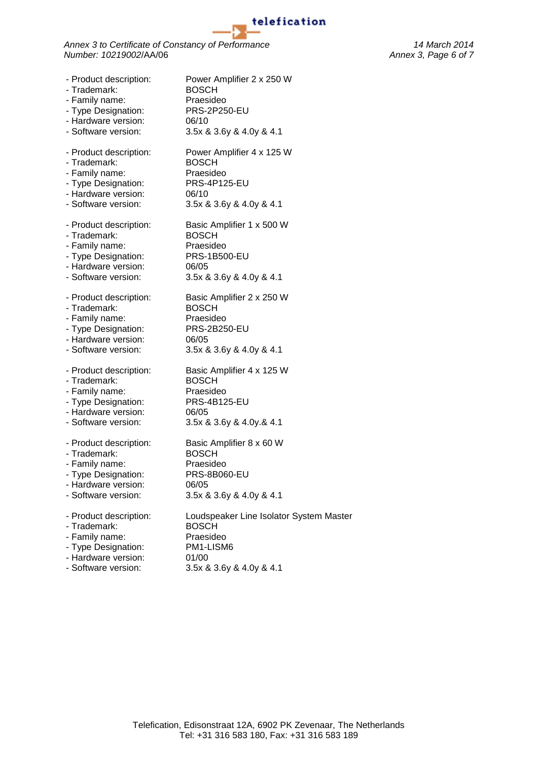- Product description: Power Amplifier 2 x 250 W
- Trademark: BOSCH
- Family name: Praesideo
- Type Designation: PRS-2P250-EU
- Hardware version: 06/10
- Software version: 3.5x & 3.6y & 4.0y & 4.1

- Product description: Power Amplifier 4 x 125 W
- Trademark: BOSCH
- Family name: Praesideo
- Type Designation: PRS-4P125-EU
- Hardware version: 06/10
- Software version: 3.5x & 3.6y & 4.0y & 4.1

- Product description: Basic Amplifier 1 x 500 W
- Trademark: BOSCH
- Family name: Praesideo
- Type Designation: PRS-1B500-EU
- Hardware version: 06/05
- Software version: 3.5x & 3.6y & 4.0y & 4.1

- Product description: Basic Amplifier 2 x 250 W
- Trademark: BOSCH
- Family name: Praesideo
- Type Designation: PRS-2B250-EU
- Hardware version: 06/05
- Software version: 3.5x & 3.6y & 4.0y & 4.1

- Product description: Basic Amplifier 4 x 125 W
- Trademark: BOSCH
- Family name: Praesideo
- Type Designation: PRS-4B125-EU
- Hardware version: 06/05
- Software version: 3.5x & 3.6y & 4.0y.& 4.1

- Product description: Basic Amplifier 8 x 60 W
- Trademark: BOSCH
- Family name: Praesideo
- Type Designation: PRS-8B060-EU
- Hardware version: 06/05
- Software version: 3.5x & 3.6y & 4.0y & 4.1

- Product description: Loudspeaker Line Isolator System Master
- Trademark: BOSCH
- Family name: Praesideo
- Type Designation: PM1-LISM6
- Hardware version: 01/00
- Software version: 3.5x & 3.6y & 4.0y & 4.1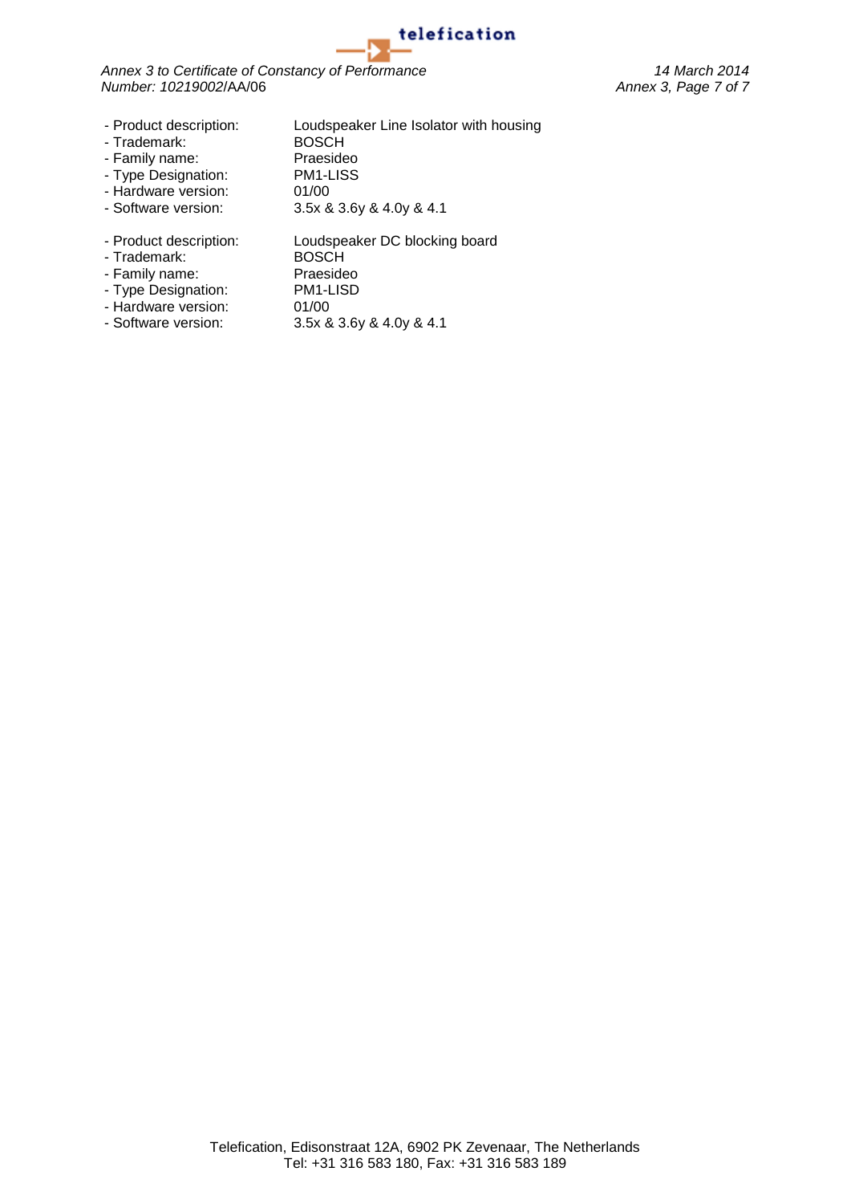- Product description: Loudspeaker Line Isolator with housing
- Trademark: BOSCH
- Family name: Praesideo
- Type Designation: PM1-LISS
- Hardware version: 01/00
- Software version: 3.5x & 3.6y & 4.0y & 4.1

- Product description: Loudspeaker DC blocking board
- Trademark: BOSCH
- Family name: Praesideo
- Type Designation: PM1-LISD
- Hardware version: 01/00
- Software version: 3.5x & 3.6y & 4.0y & 4.1